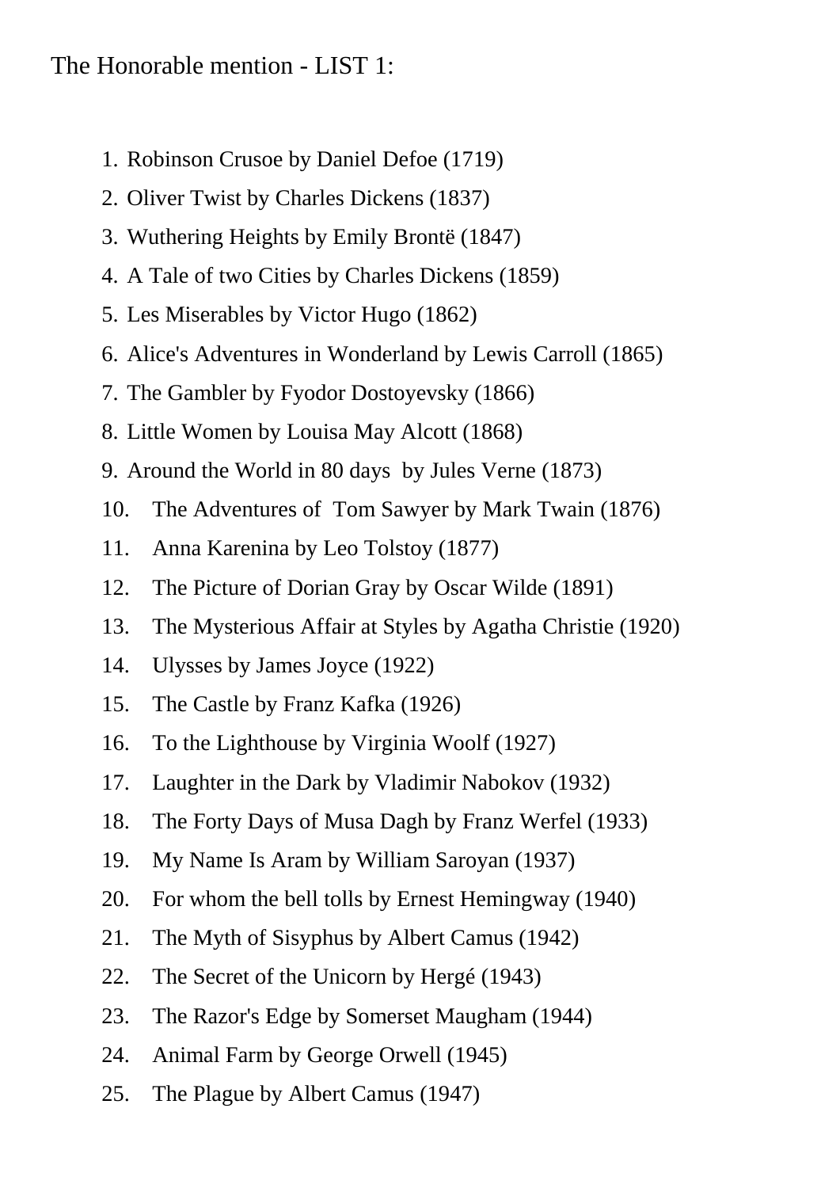The Honorable mention - LIST 1:

1. Robinson Crusoe by Daniel Defoe (1719)
2. Oliver Twist by Charles Dickens (1837)
3. Wuthering Heights by Emily Brontë (1847)
4. A Tale of two Cities by Charles Dickens (1859)
5. Les Miserables by Victor Hugo (1862)
6. Alice's Adventures in Wonderland by Lewis Carroll (1865)
7. The Gambler by Fyodor Dostoyevsky (1866)
8. Little Women by Louisa May Alcott (1868)
9. Around the World in 80 days by Jules Verne (1873)
10. The Adventures of Tom Sawyer by Mark Twain (1876)
11. Anna Karenina by Leo Tolstoy (1877)
12. The Picture of Dorian Gray by Oscar Wilde (1891)
13. The Mysterious Affair at Styles by Agatha Christie (1920)
14. Ulysses by James Joyce (1922)
15. The Castle by Franz Kafka (1926)
16. To the Lighthouse by Virginia Woolf (1927)
17. Laughter in the Dark by Vladimir Nabokov (1932)
18. The Forty Days of Musa Dagh by Franz Werfel (1933)
19. My Name Is Aram by William Saroyan (1937)
20. For whom the bell tolls by Ernest Hemingway (1940)
21. The Myth of Sisyphus by Albert Camus (1942)
22. The Secret of the Unicorn by Hergé (1943)
23. The Razor's Edge by Somerset Maugham (1944)
24. Animal Farm by George Orwell (1945)
25. The Plague by Albert Camus (1947)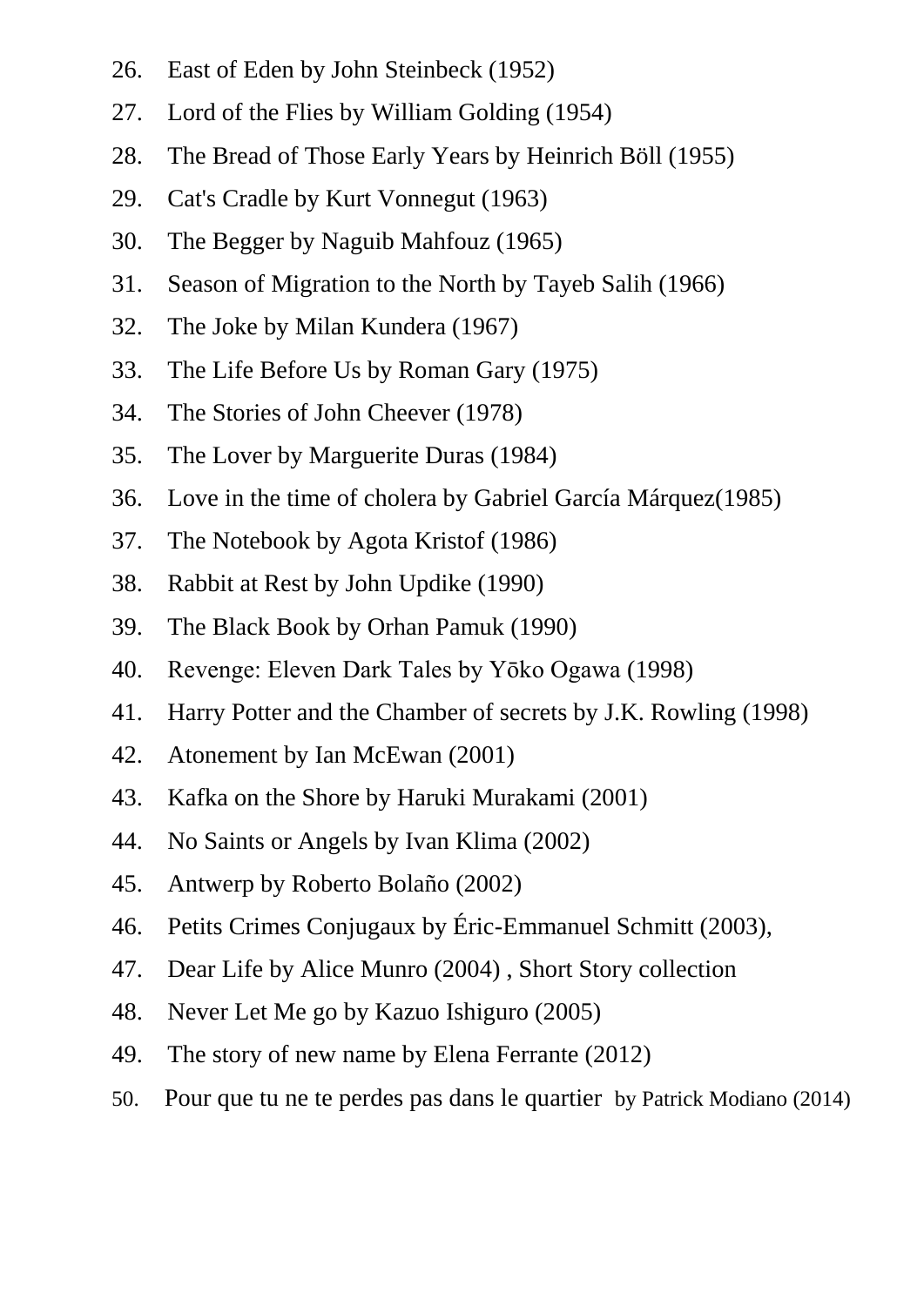26. East of Eden by John Steinbeck (1952)
27. Lord of the Flies by William Golding (1954)
28. The Bread of Those Early Years by Heinrich Böll (1955)
29. Cat's Cradle by Kurt Vonnegut (1963)
30. The Begger by Naguib Mahfouz (1965)
31. Season of Migration to the North by Tayeb Salih (1966)
32. The Joke by Milan Kundera (1967)
33. The Life Before Us by Roman Gary (1975)
34. The Stories of John Cheever (1978)
35. The Lover by Marguerite Duras (1984)
36. Love in the time of cholera by Gabriel García Márquez(1985)
37. The Notebook by Agota Kristof (1986)
38. Rabbit at Rest by John Updike (1990)
39. The Black Book by Orhan Pamuk (1990)
40. Revenge: Eleven Dark Tales by Yōko Ogawa (1998)
41. Harry Potter and the Chamber of secrets by J.K. Rowling (1998)
42. Atonement by Ian McEwan (2001)
43. Kafka on the Shore by Haruki Murakami (2001)
44. No Saints or Angels by Ivan Klima (2002)
45. Antwerp by Roberto Bolaño (2002)
46. Petits Crimes Conjugaux by Éric-Emmanuel Schmitt (2003),
47. Dear Life by Alice Munro (2004) , Short Story collection
48. Never Let Me go by Kazuo Ishiguro (2005)
49. The story of new name by Elena Ferrante (2012)
50. Pour que tu ne te perdes pas dans le quartier by Patrick Modiano (2014)